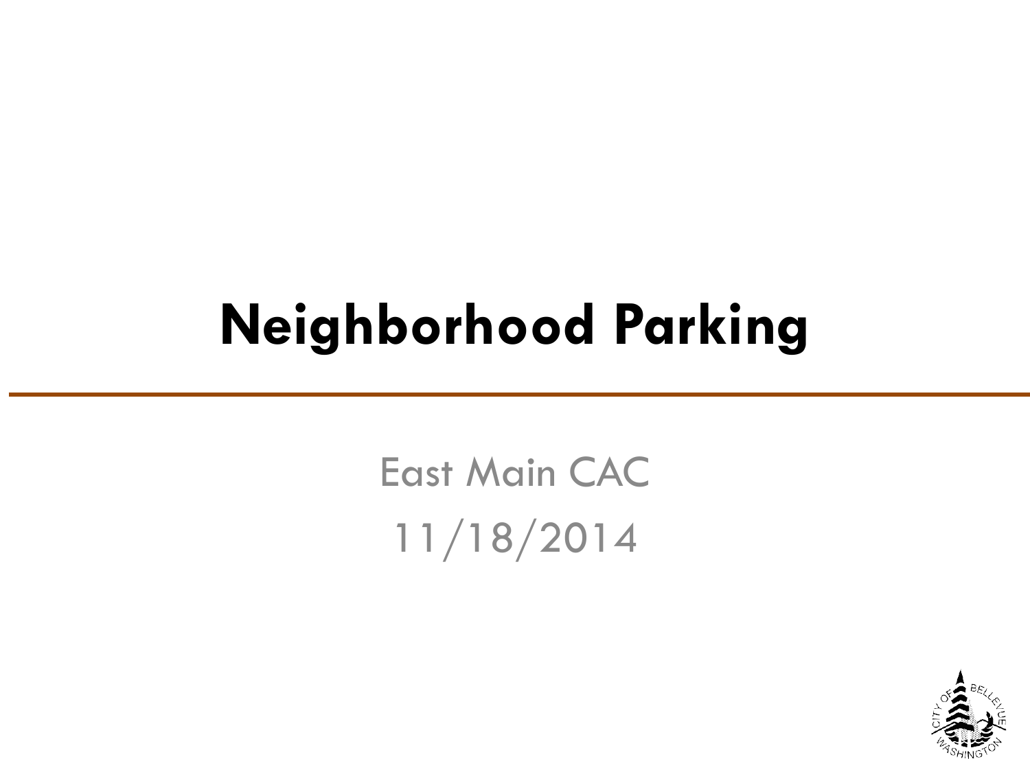# Neighborhood Parking

East Main CAC

11/18/2014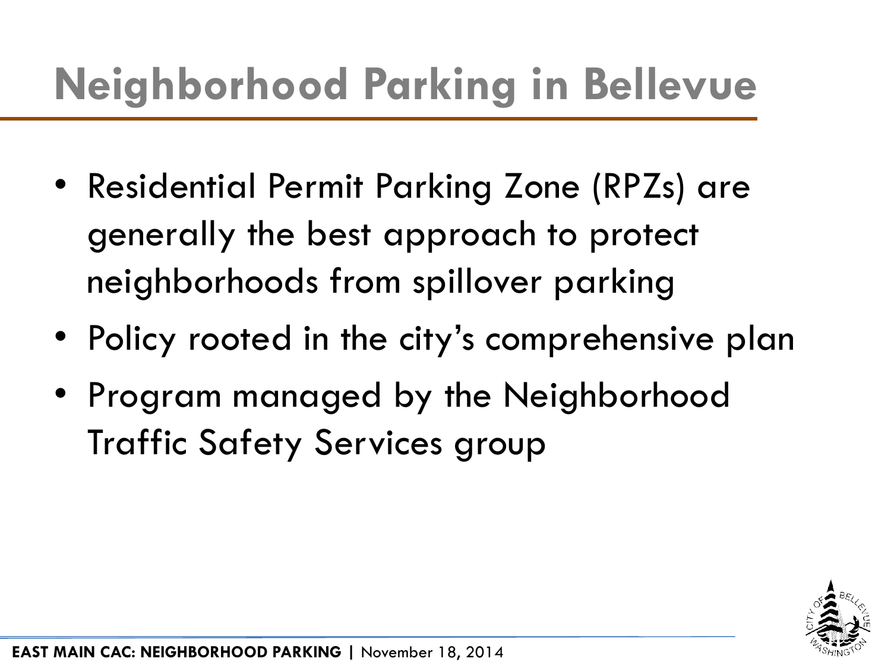# Neighborhood Parking in Bellevue

- Residential Permit Parking Zone (RPZs) are generally the best approach to protect neighborhoods from spillover parking
- Policy rooted in the city's comprehensive plan
- Program managed by the Neighborhood Traffic Safety Services group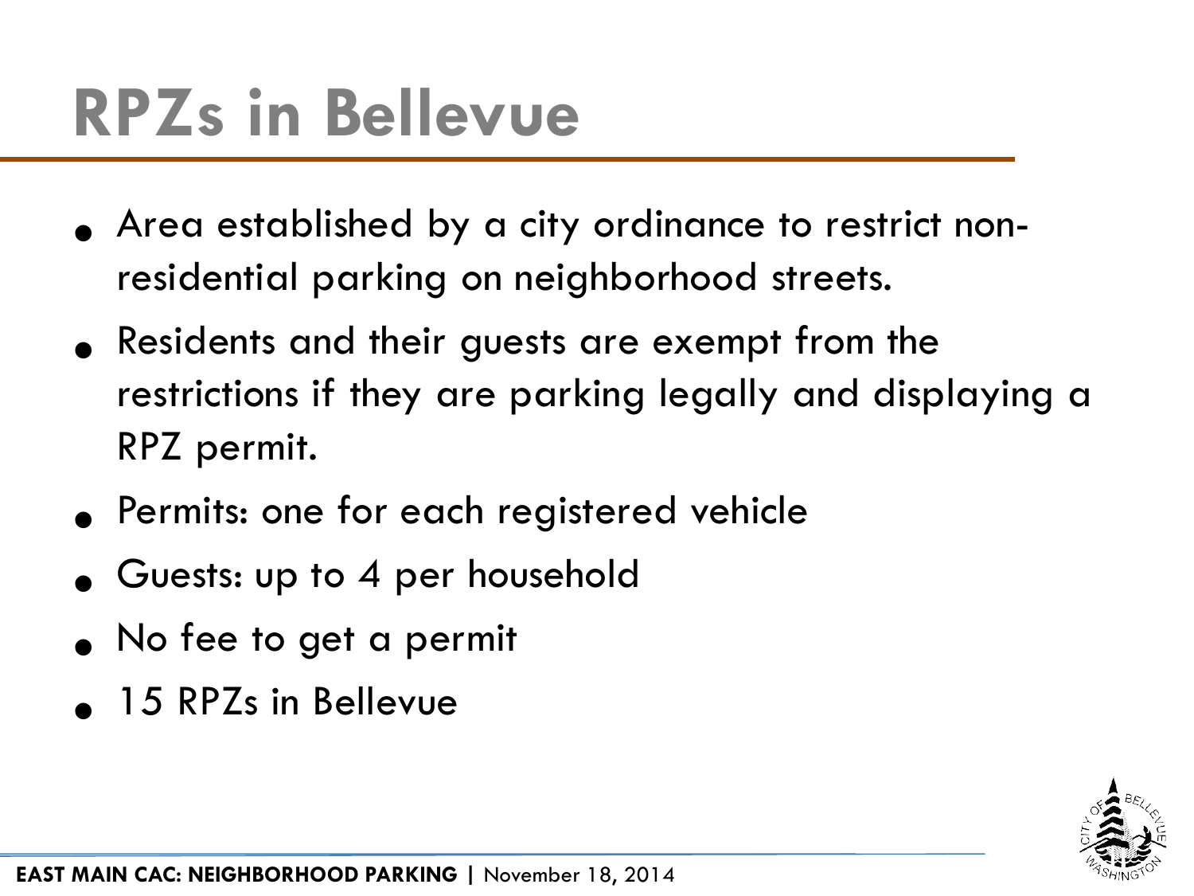# RPZs in Bellevue

- Area established by a city ordinance to restrict non-residential parking on neighborhood streets.
- Residents and their guests are exempt from the restrictions if they are parking legally and displaying a RPZ permit.
- Permits: one for each registered vehicle
- Guests: up to 4 per household
- No fee to get a permit
- 15 RPZs in Bellevue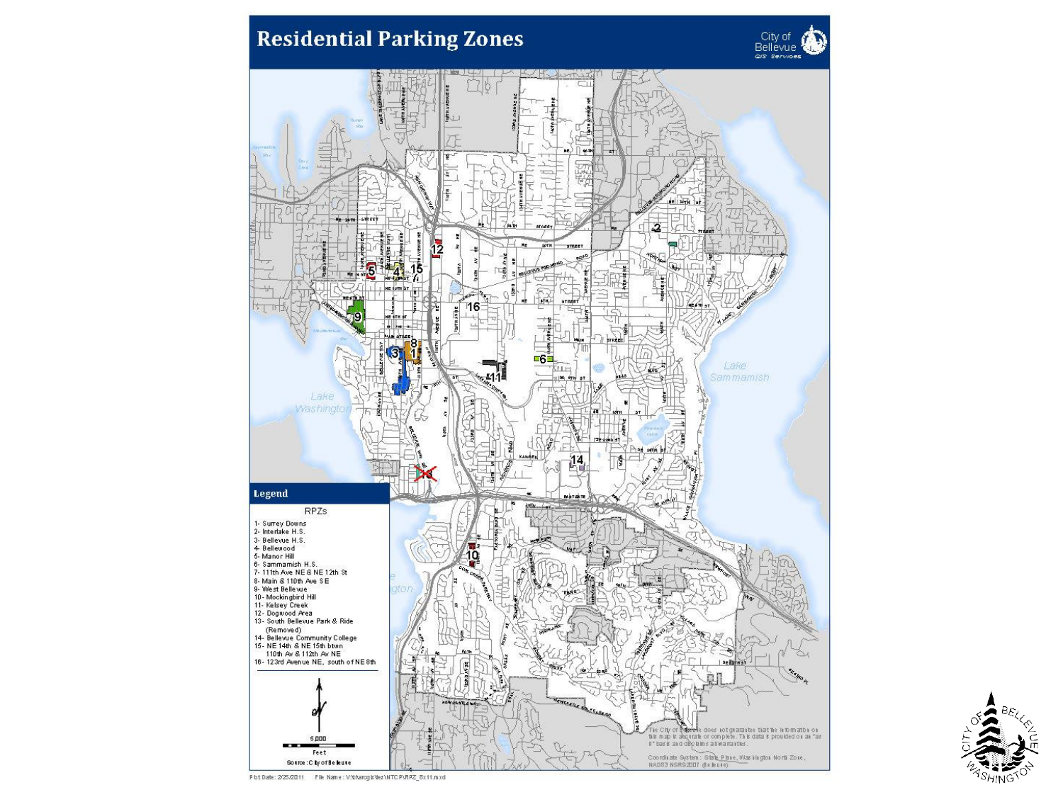# Residential Parking Zones

City of Bellevue
GIS Services

## Legend

RPZs

- 1- Surrey Downs
- 2- Interlake H.S.
- 3- Bellevue H.S.
- 4- Bellewood
- 5- Manor Hill
- 6- Sammamish H.S.
- 7- 111th Ave NE & NE 12th St
- 8- Main & 110th Ave SE
- 9- West Bellevue
- 10- Mockingbird Hill
- 11- Kelsey Creek
- 12- Dogwood Area
- 13- South Bellevue Park & Ride (Removed)
- 14- Bellevue Community College
- 15- NE 14th & NE 15th btwn 110th Av & 112th Av NE
- 16- 123rd Avenue NE, south of NE 8th

5,000
Feet

Source: City of Bellevue

The City of Bellevue does not guarantee that the information on this map is accurate or complete. This data is provided on an "as is" basis and disclaims all warranties.

Coordinate System: State Plane, Washington North Zone, NAD83 NSRS2007 (Bellevue)

Plot Date: 2/25/2011 File Name: V:\transgis\tes\NTC\P\RPZ_8x11.mxd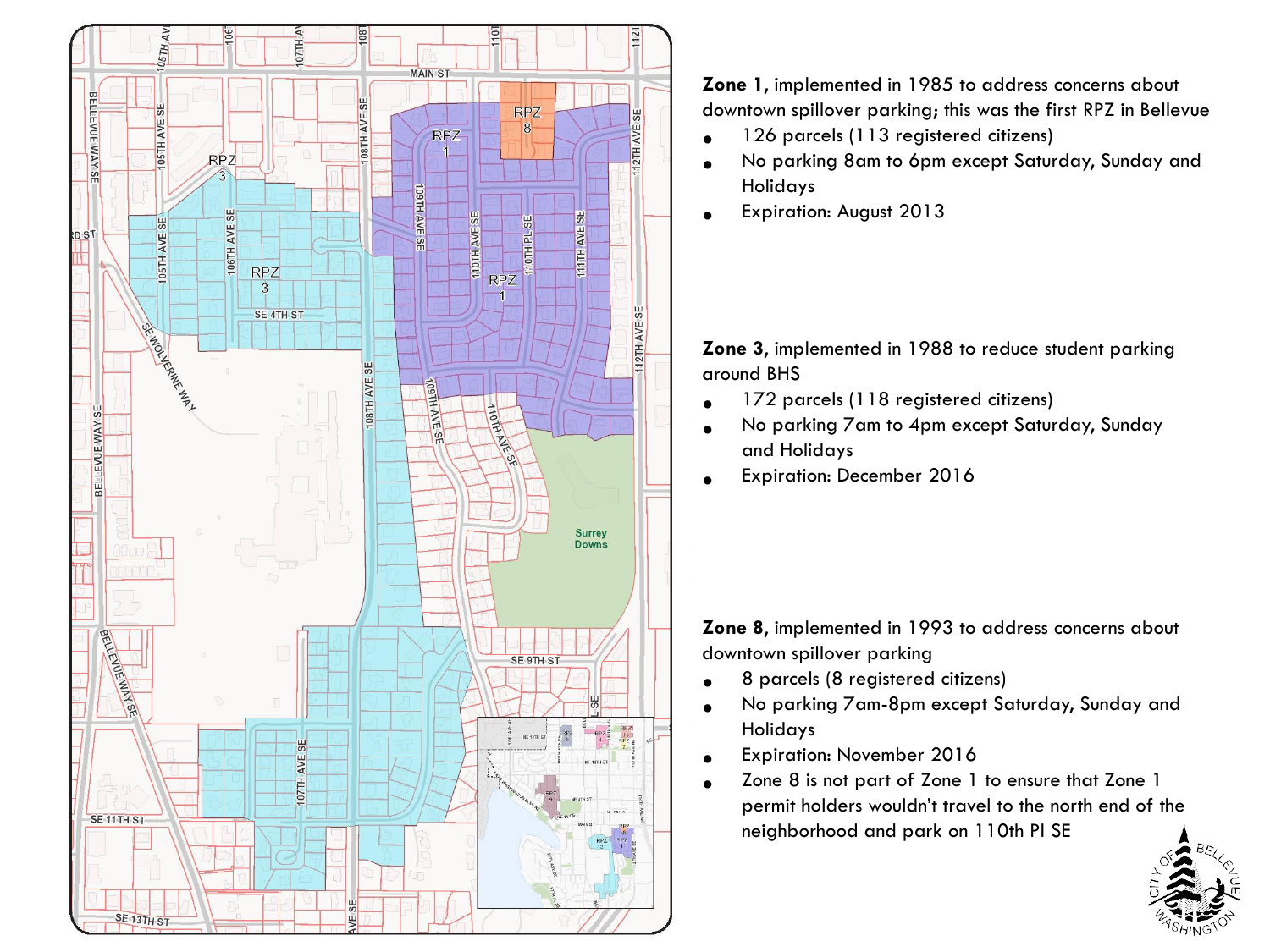**Zone 1**, implemented in 1985 to address concerns about downtown spillover parking; this was the first RPZ in Bellevue

- 126 parcels (113 registered citizens)
- No parking 8am to 6pm except Saturday, Sunday and Holidays
- Expiration: August 2013

**Zone 3**, implemented in 1988 to reduce student parking around BHS

- 172 parcels (118 registered citizens)
- No parking 7am to 4pm except Saturday, Sunday and Holidays
- Expiration: December 2016

**Zone 8**, implemented in 1993 to address concerns about downtown spillover parking

- 8 parcels (8 registered citizens)
- No parking 7am-8pm except Saturday, Sunday and Holidays
- Expiration: November 2016
- Zone 8 is not part of Zone 1 to ensure that Zone 1 permit holders wouldn't travel to the north end of the neighborhood and park on 110th Pl SE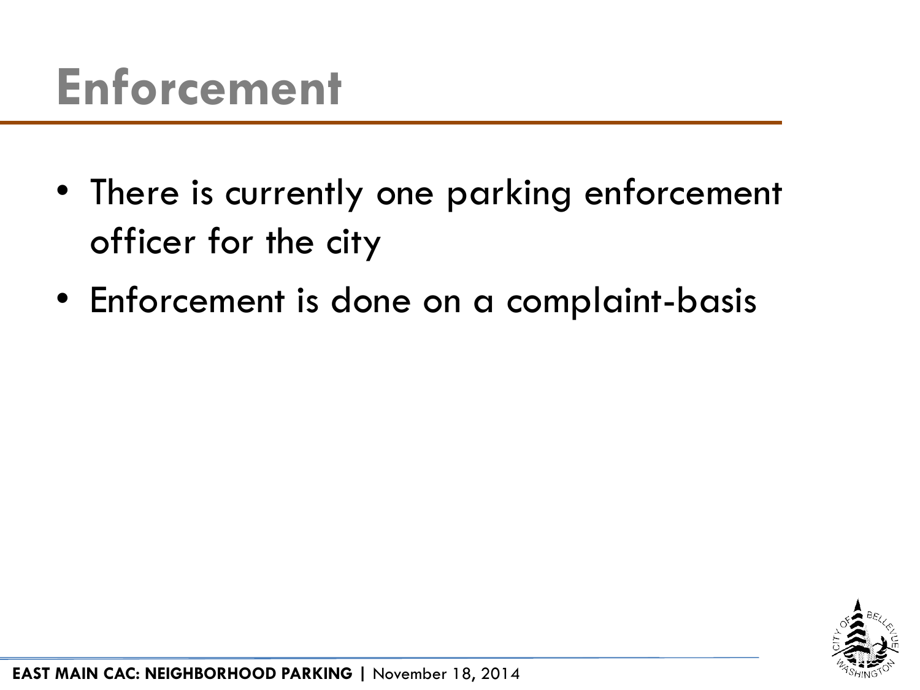# Enforcement

- There is currently one parking enforcement officer for the city
- Enforcement is done on a complaint-basis